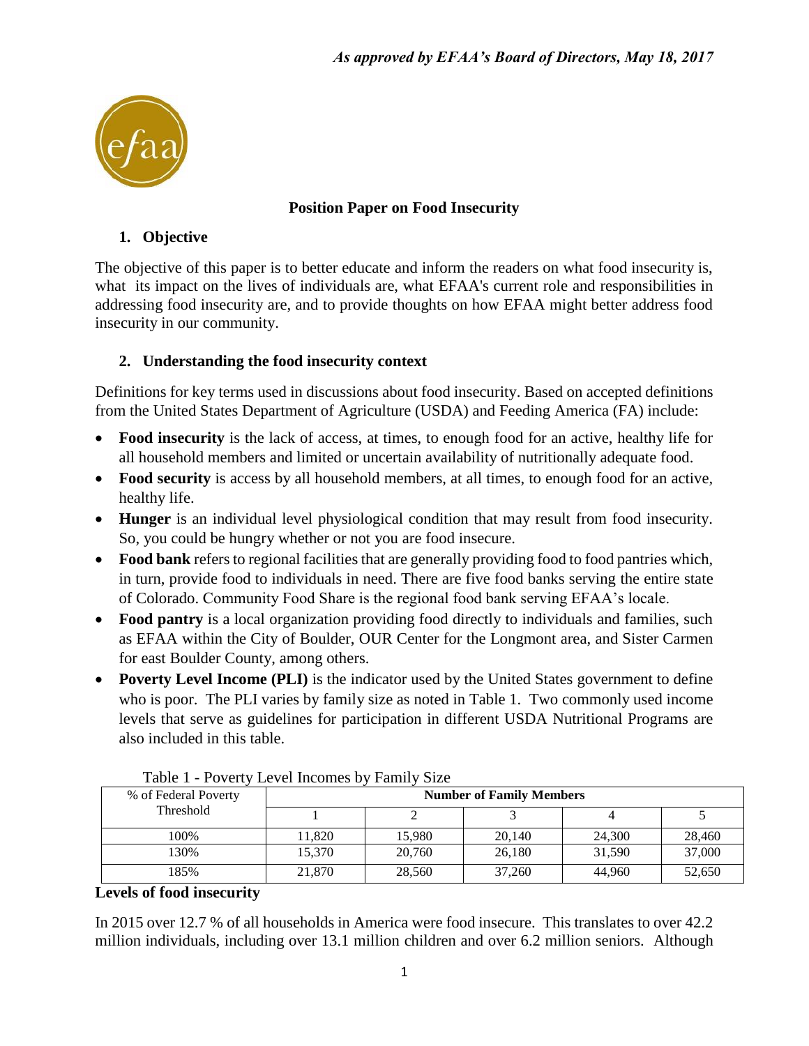*As approved by EFAA's Board of Directors, May 18, 2017*

**Position Paper on Food Insecurity**

## 1. Objective

The objective of this paper is to better educate and inform the readers on what food insecurity is, what its impact on the lives of individuals are, what EFAA's current role and responsibilities in addressing food insecurity are, and to provide thoughts on how EFAA might better address food insecurity in our community.

## 2. Understanding the food insecurity context

Definitions for key terms used in discussions about food insecurity. Based on accepted definitions from the United States Department of Agriculture (USDA) and Feeding America (FA) include:

- **Food insecurity** is the lack of access, at times, to enough food for an active, healthy life for all household members and limited or uncertain availability of nutritionally adequate food.
- **Food security** is access by all household members, at all times, to enough food for an active, healthy life.
- **Hunger** is an individual level physiological condition that may result from food insecurity. So, you could be hungry whether or not you are food insecure.
- **Food bank** refers to regional facilities that are generally providing food to food pantries which, in turn, provide food to individuals in need. There are five food banks serving the entire state of Colorado. Community Food Share is the regional food bank serving EFAA's locale.
- **Food pantry** is a local organization providing food directly to individuals and families, such as EFAA within the City of Boulder, OUR Center for the Longmont area, and Sister Carmen for east Boulder County, among others.
- **Poverty Level Income (PLI)** is the indicator used by the United States government to define who is poor. The PLI varies by family size as noted in Table 1. Two commonly used income levels that serve as guidelines for participation in different USDA Nutritional Programs are also included in this table.

Table 1 - Poverty Level Incomes by Family Size

| % of Federal Poverty Threshold | **Number of Family Members** | | | | |
|---|---|---|---|---|---|
| | 1 | 2 | 3 | 4 | 5 |
| 100% | 11,820 | 15,980 | 20,140 | 24,300 | 28,460 |
| 130% | 15,370 | 20,760 | 26,180 | 31,590 | 37,000 |
| 185% | 21,870 | 28,560 | 37,260 | 44,960 | 52,650 |

**Levels of food insecurity**

In 2015 over 12.7 % of all households in America were food insecure. This translates to over 42.2 million individuals, including over 13.1 million children and over 6.2 million seniors. Although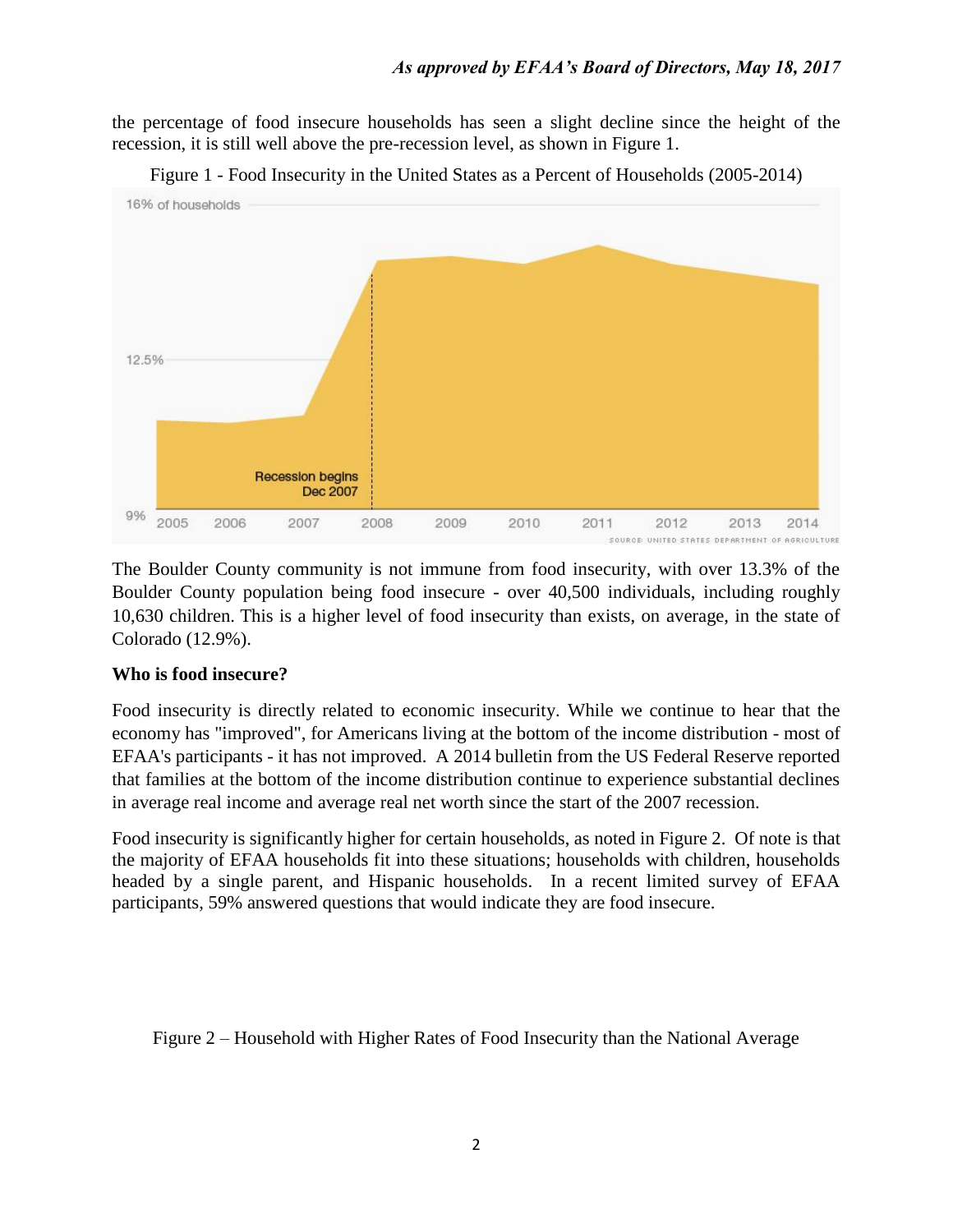the percentage of food insecure households has seen a slight decline since the height of the recession, it is still well above the pre-recession level, as shown in Figure 1.

Figure 1 - Food Insecurity in the United States as a Percent of Households (2005-2014)

The Boulder County community is not immune from food insecurity, with over 13.3% of the Boulder County population being food insecure - over 40,500 individuals, including roughly 10,630 children. This is a higher level of food insecurity than exists, on average, in the state of Colorado (12.9%).

**Who is food insecure?**

Food insecurity is directly related to economic insecurity. While we continue to hear that the economy has "improved", for Americans living at the bottom of the income distribution - most of EFAA's participants - it has not improved. A 2014 bulletin from the US Federal Reserve reported that families at the bottom of the income distribution continue to experience substantial declines in average real income and average real net worth since the start of the 2007 recession.

Food insecurity is significantly higher for certain households, as noted in Figure 2. Of note is that the majority of EFAA households fit into these situations; households with children, households headed by a single parent, and Hispanic households. In a recent limited survey of EFAA participants, 59% answered questions that would indicate they are food insecure.

Figure 2 – Household with Higher Rates of Food Insecurity than the National Average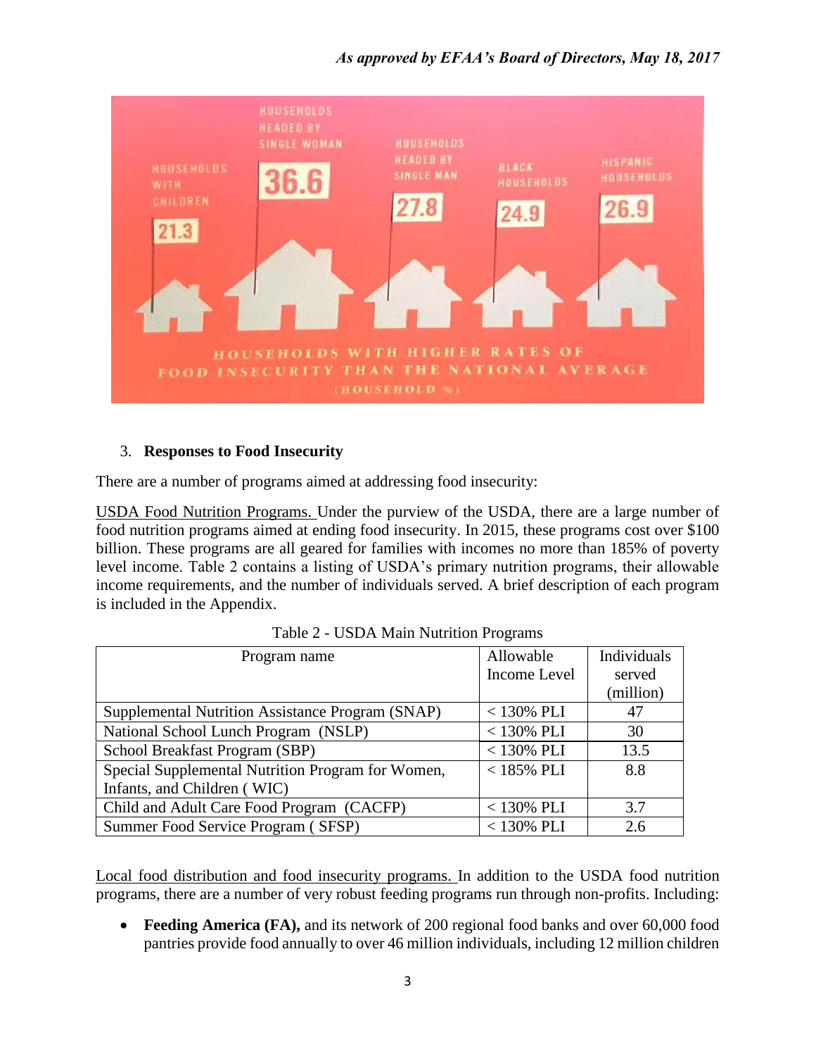HOUSEHOLDS WITH CHILDREN 21.3

HOUSEHOLDS HEADED BY SINGLE WOMAN 36.6

HOUSEHOLDS HEADED BY SINGLE MAN 27.8

BLACK HOUSEHOLDS 24.9

HISPANIC HOUSEHOLDS 26.9

HOUSEHOLDS WITH HIGHER RATES OF FOOD INSECURITY THAN THE NATIONAL AVERAGE (HOUSEHOLD %)

3. **Responses to Food Insecurity**

There are a number of programs aimed at addressing food insecurity:

USDA Food Nutrition Programs. Under the purview of the USDA, there are a large number of food nutrition programs aimed at ending food insecurity. In 2015, these programs cost over $100 billion. These programs are all geared for families with incomes no more than 185% of poverty level income. Table 2 contains a listing of USDA's primary nutrition programs, their allowable income requirements, and the number of individuals served. A brief description of each program is included in the Appendix.

Table 2 - USDA Main Nutrition Programs

| Program name | Allowable Income Level | Individuals served (million) |
|---|---|---|
| Supplemental Nutrition Assistance Program (SNAP) | < 130% PLI | 47 |
| National School Lunch Program (NSLP) | < 130% PLI | 30 |
| School Breakfast Program (SBP) | < 130% PLI | 13.5 |
| Special Supplemental Nutrition Program for Women, Infants, and Children ( WIC) | < 185% PLI | 8.8 |
| Child and Adult Care Food Program (CACFP) | < 130% PLI | 3.7 |
| Summer Food Service Program ( SFSP) | < 130% PLI | 2.6 |

Local food distribution and food insecurity programs. In addition to the USDA food nutrition programs, there are a number of very robust feeding programs run through non-profits. Including:

- **Feeding America (FA),** and its network of 200 regional food banks and over 60,000 food pantries provide food annually to over 46 million individuals, including 12 million children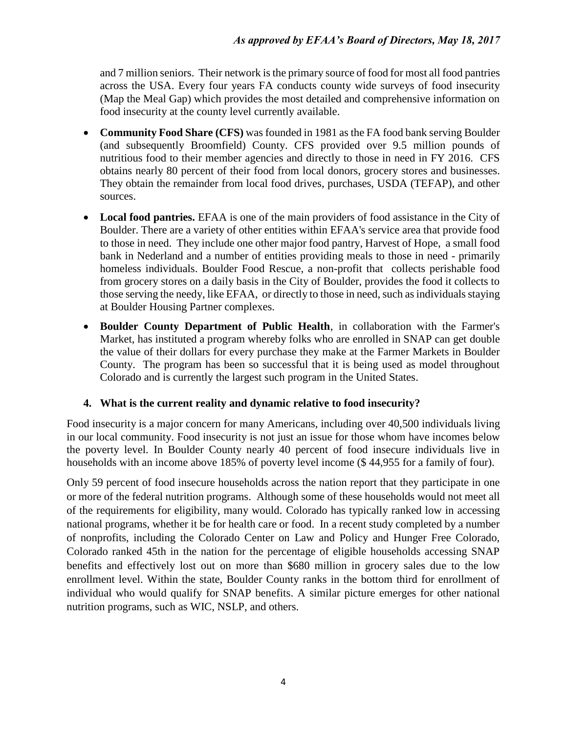and 7 million seniors. Their network is the primary source of food for most all food pantries across the USA. Every four years FA conducts county wide surveys of food insecurity (Map the Meal Gap) which provides the most detailed and comprehensive information on food insecurity at the county level currently available.

- **Community Food Share (CFS)** was founded in 1981 as the FA food bank serving Boulder (and subsequently Broomfield) County. CFS provided over 9.5 million pounds of nutritious food to their member agencies and directly to those in need in FY 2016. CFS obtains nearly 80 percent of their food from local donors, grocery stores and businesses. They obtain the remainder from local food drives, purchases, USDA (TEFAP), and other sources.
- **Local food pantries.** EFAA is one of the main providers of food assistance in the City of Boulder. There are a variety of other entities within EFAA's service area that provide food to those in need. They include one other major food pantry, Harvest of Hope, a small food bank in Nederland and a number of entities providing meals to those in need - primarily homeless individuals. Boulder Food Rescue, a non-profit that collects perishable food from grocery stores on a daily basis in the City of Boulder, provides the food it collects to those serving the needy, like EFAA, or directly to those in need, such as individuals staying at Boulder Housing Partner complexes.
- **Boulder County Department of Public Health**, in collaboration with the Farmer's Market, has instituted a program whereby folks who are enrolled in SNAP can get double the value of their dollars for every purchase they make at the Farmer Markets in Boulder County. The program has been so successful that it is being used as model throughout Colorado and is currently the largest such program in the United States.

### 4. What is the current reality and dynamic relative to food insecurity?

Food insecurity is a major concern for many Americans, including over 40,500 individuals living in our local community. Food insecurity is not just an issue for those whom have incomes below the poverty level. In Boulder County nearly 40 percent of food insecure individuals live in households with an income above 185% of poverty level income ($ 44,955 for a family of four).

Only 59 percent of food insecure households across the nation report that they participate in one or more of the federal nutrition programs. Although some of these households would not meet all of the requirements for eligibility, many would. Colorado has typically ranked low in accessing national programs, whether it be for health care or food. In a recent study completed by a number of nonprofits, including the Colorado Center on Law and Policy and Hunger Free Colorado, Colorado ranked 45th in the nation for the percentage of eligible households accessing SNAP benefits and effectively lost out on more than $680 million in grocery sales due to the low enrollment level. Within the state, Boulder County ranks in the bottom third for enrollment of individual who would qualify for SNAP benefits. A similar picture emerges for other national nutrition programs, such as WIC, NSLP, and others.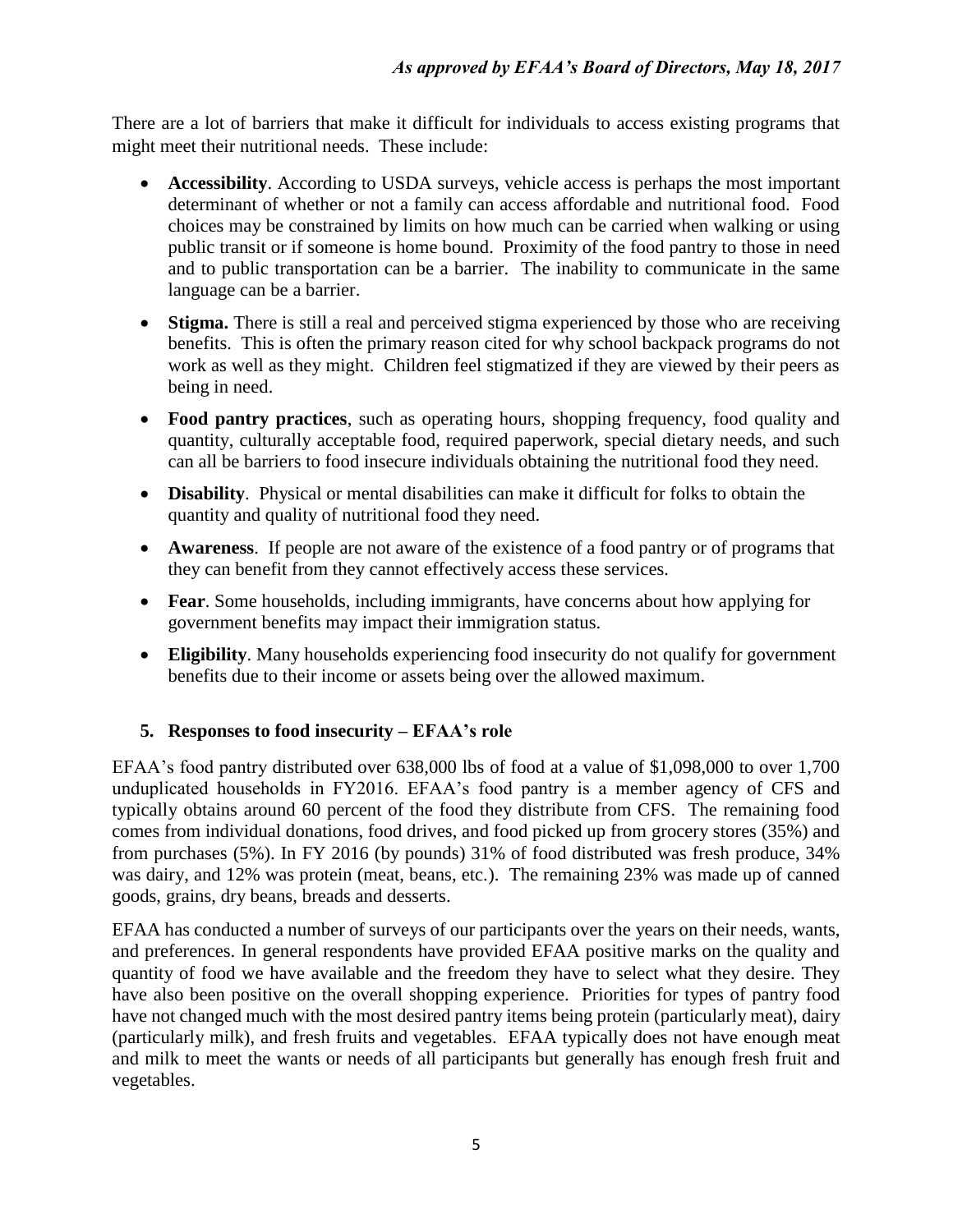There are a lot of barriers that make it difficult for individuals to access existing programs that might meet their nutritional needs. These include:

- **Accessibility**. According to USDA surveys, vehicle access is perhaps the most important determinant of whether or not a family can access affordable and nutritional food. Food choices may be constrained by limits on how much can be carried when walking or using public transit or if someone is home bound. Proximity of the food pantry to those in need and to public transportation can be a barrier. The inability to communicate in the same language can be a barrier.
- **Stigma.** There is still a real and perceived stigma experienced by those who are receiving benefits. This is often the primary reason cited for why school backpack programs do not work as well as they might. Children feel stigmatized if they are viewed by their peers as being in need.
- **Food pantry practices**, such as operating hours, shopping frequency, food quality and quantity, culturally acceptable food, required paperwork, special dietary needs, and such can all be barriers to food insecure individuals obtaining the nutritional food they need.
- **Disability**. Physical or mental disabilities can make it difficult for folks to obtain the quantity and quality of nutritional food they need.
- **Awareness**. If people are not aware of the existence of a food pantry or of programs that they can benefit from they cannot effectively access these services.
- **Fear**. Some households, including immigrants, have concerns about how applying for government benefits may impact their immigration status.
- **Eligibility**. Many households experiencing food insecurity do not qualify for government benefits due to their income or assets being over the allowed maximum.

### 5. Responses to food insecurity – EFAA's role

EFAA's food pantry distributed over 638,000 lbs of food at a value of $1,098,000 to over 1,700 unduplicated households in FY2016. EFAA's food pantry is a member agency of CFS and typically obtains around 60 percent of the food they distribute from CFS. The remaining food comes from individual donations, food drives, and food picked up from grocery stores (35%) and from purchases (5%). In FY 2016 (by pounds) 31% of food distributed was fresh produce, 34% was dairy, and 12% was protein (meat, beans, etc.). The remaining 23% was made up of canned goods, grains, dry beans, breads and desserts.

EFAA has conducted a number of surveys of our participants over the years on their needs, wants, and preferences. In general respondents have provided EFAA positive marks on the quality and quantity of food we have available and the freedom they have to select what they desire. They have also been positive on the overall shopping experience. Priorities for types of pantry food have not changed much with the most desired pantry items being protein (particularly meat), dairy (particularly milk), and fresh fruits and vegetables. EFAA typically does not have enough meat and milk to meet the wants or needs of all participants but generally has enough fresh fruit and vegetables.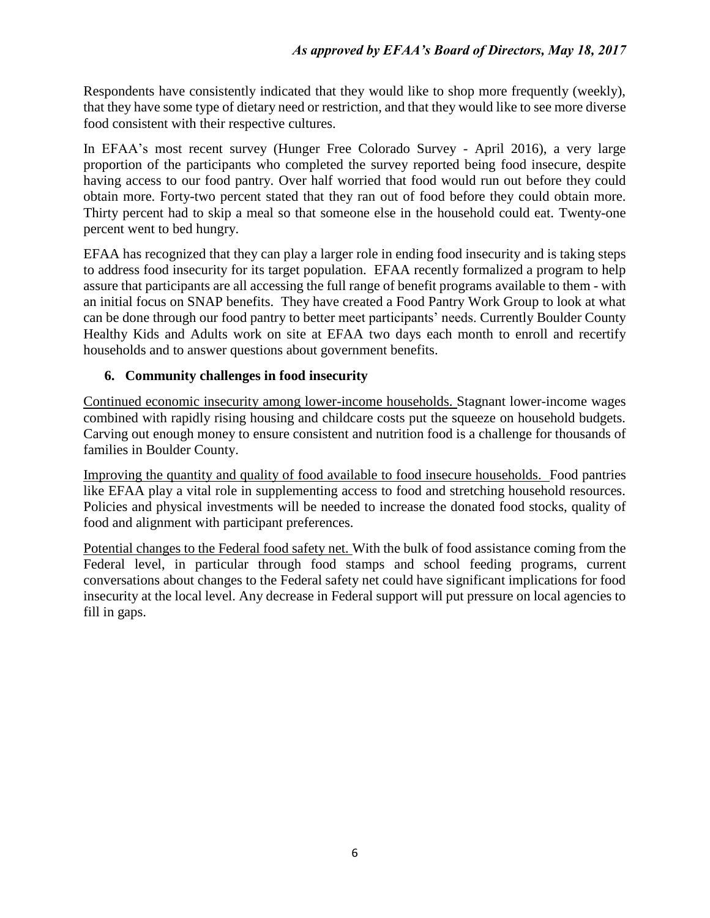Respondents have consistently indicated that they would like to shop more frequently (weekly), that they have some type of dietary need or restriction, and that they would like to see more diverse food consistent with their respective cultures.

In EFAA's most recent survey (Hunger Free Colorado Survey - April 2016), a very large proportion of the participants who completed the survey reported being food insecure, despite having access to our food pantry. Over half worried that food would run out before they could obtain more. Forty-two percent stated that they ran out of food before they could obtain more. Thirty percent had to skip a meal so that someone else in the household could eat. Twenty-one percent went to bed hungry.

EFAA has recognized that they can play a larger role in ending food insecurity and is taking steps to address food insecurity for its target population. EFAA recently formalized a program to help assure that participants are all accessing the full range of benefit programs available to them - with an initial focus on SNAP benefits. They have created a Food Pantry Work Group to look at what can be done through our food pantry to better meet participants' needs. Currently Boulder County Healthy Kids and Adults work on site at EFAA two days each month to enroll and recertify households and to answer questions about government benefits.

## 6. Community challenges in food insecurity

Continued economic insecurity among lower-income households. Stagnant lower-income wages combined with rapidly rising housing and childcare costs put the squeeze on household budgets. Carving out enough money to ensure consistent and nutrition food is a challenge for thousands of families in Boulder County.

Improving the quantity and quality of food available to food insecure households. Food pantries like EFAA play a vital role in supplementing access to food and stretching household resources. Policies and physical investments will be needed to increase the donated food stocks, quality of food and alignment with participant preferences.

Potential changes to the Federal food safety net. With the bulk of food assistance coming from the Federal level, in particular through food stamps and school feeding programs, current conversations about changes to the Federal safety net could have significant implications for food insecurity at the local level. Any decrease in Federal support will put pressure on local agencies to fill in gaps.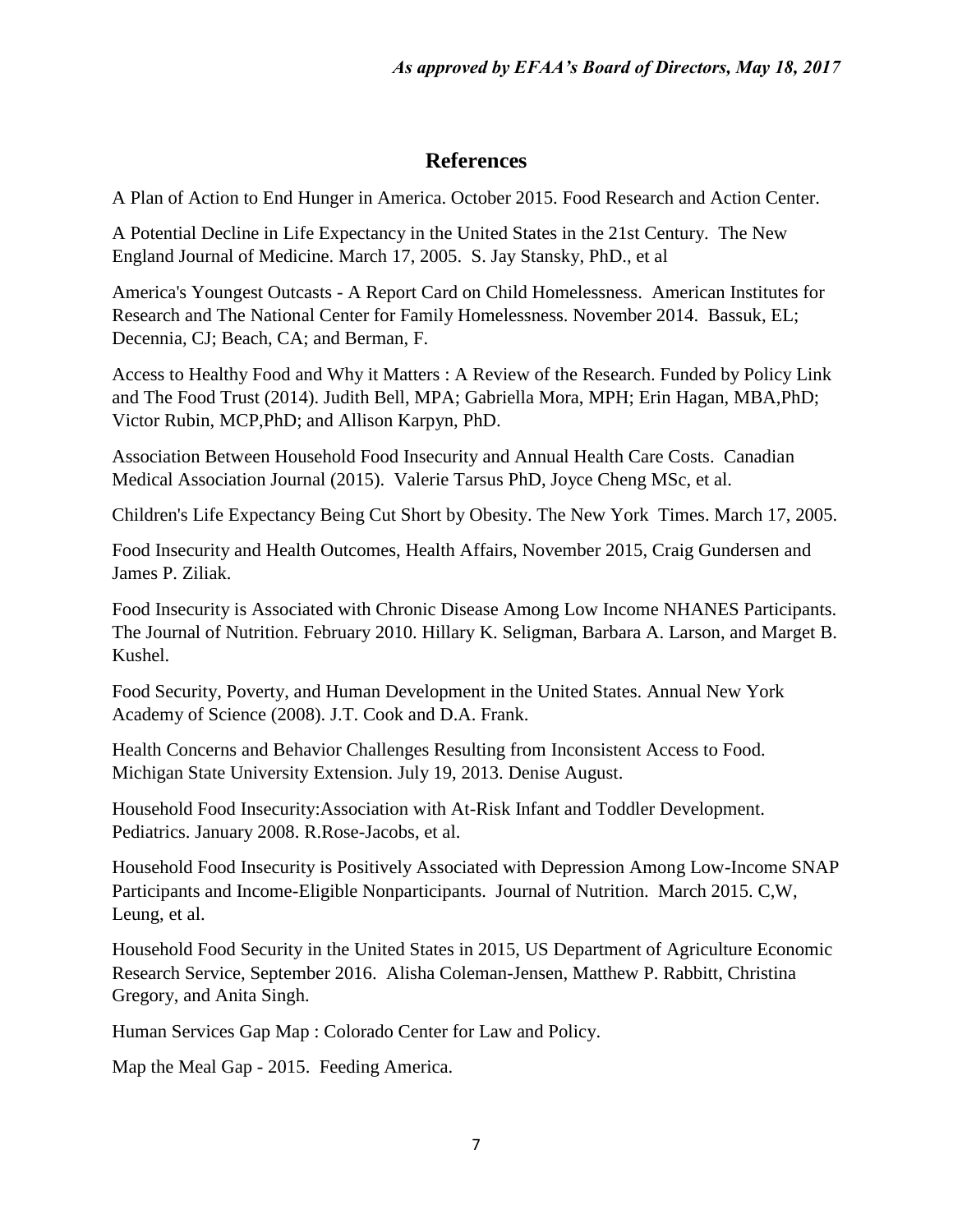# References

A Plan of Action to End Hunger in America. October 2015. Food Research and Action Center.

A Potential Decline in Life Expectancy in the United States in the 21st Century. The New England Journal of Medicine. March 17, 2005. S. Jay Stansky, PhD., et al

America's Youngest Outcasts - A Report Card on Child Homelessness. American Institutes for Research and The National Center for Family Homelessness. November 2014. Bassuk, EL; Decennia, CJ; Beach, CA; and Berman, F.

Access to Healthy Food and Why it Matters : A Review of the Research. Funded by Policy Link and The Food Trust (2014). Judith Bell, MPA; Gabriella Mora, MPH; Erin Hagan, MBA,PhD; Victor Rubin, MCP,PhD; and Allison Karpyn, PhD.

Association Between Household Food Insecurity and Annual Health Care Costs. Canadian Medical Association Journal (2015). Valerie Tarsus PhD, Joyce Cheng MSc, et al.

Children's Life Expectancy Being Cut Short by Obesity. The New York Times. March 17, 2005.

Food Insecurity and Health Outcomes, Health Affairs, November 2015, Craig Gundersen and James P. Ziliak.

Food Insecurity is Associated with Chronic Disease Among Low Income NHANES Participants. The Journal of Nutrition. February 2010. Hillary K. Seligman, Barbara A. Larson, and Marget B. Kushel.

Food Security, Poverty, and Human Development in the United States. Annual New York Academy of Science (2008). J.T. Cook and D.A. Frank.

Health Concerns and Behavior Challenges Resulting from Inconsistent Access to Food. Michigan State University Extension. July 19, 2013. Denise August.

Household Food Insecurity:Association with At-Risk Infant and Toddler Development. Pediatrics. January 2008. R.Rose-Jacobs, et al.

Household Food Insecurity is Positively Associated with Depression Among Low-Income SNAP Participants and Income-Eligible Nonparticipants. Journal of Nutrition. March 2015. C,W, Leung, et al.

Household Food Security in the United States in 2015, US Department of Agriculture Economic Research Service, September 2016. Alisha Coleman-Jensen, Matthew P. Rabbitt, Christina Gregory, and Anita Singh.

Human Services Gap Map : Colorado Center for Law and Policy.

Map the Meal Gap - 2015. Feeding America.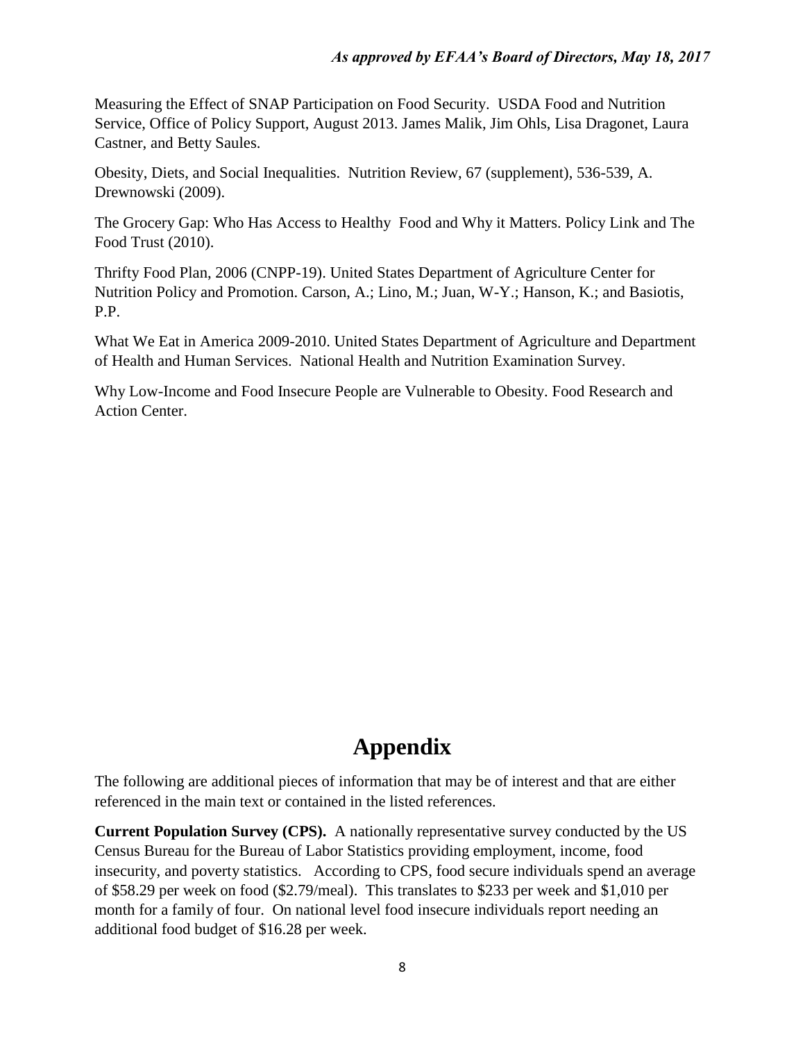Measuring the Effect of SNAP Participation on Food Security. USDA Food and Nutrition Service, Office of Policy Support, August 2013. James Malik, Jim Ohls, Lisa Dragonet, Laura Castner, and Betty Saules.

Obesity, Diets, and Social Inequalities. Nutrition Review, 67 (supplement), 536-539, A. Drewnowski (2009).

The Grocery Gap: Who Has Access to Healthy Food and Why it Matters. Policy Link and The Food Trust (2010).

Thrifty Food Plan, 2006 (CNPP-19). United States Department of Agriculture Center for Nutrition Policy and Promotion. Carson, A.; Lino, M.; Juan, W-Y.; Hanson, K.; and Basiotis, P.P.

What We Eat in America 2009-2010. United States Department of Agriculture and Department of Health and Human Services. National Health and Nutrition Examination Survey.

Why Low-Income and Food Insecure People are Vulnerable to Obesity. Food Research and Action Center.

# Appendix

The following are additional pieces of information that may be of interest and that are either referenced in the main text or contained in the listed references.

**Current Population Survey (CPS).** A nationally representative survey conducted by the US Census Bureau for the Bureau of Labor Statistics providing employment, income, food insecurity, and poverty statistics. According to CPS, food secure individuals spend an average of $58.29 per week on food ($2.79/meal). This translates to $233 per week and $1,010 per month for a family of four. On national level food insecure individuals report needing an additional food budget of $16.28 per week.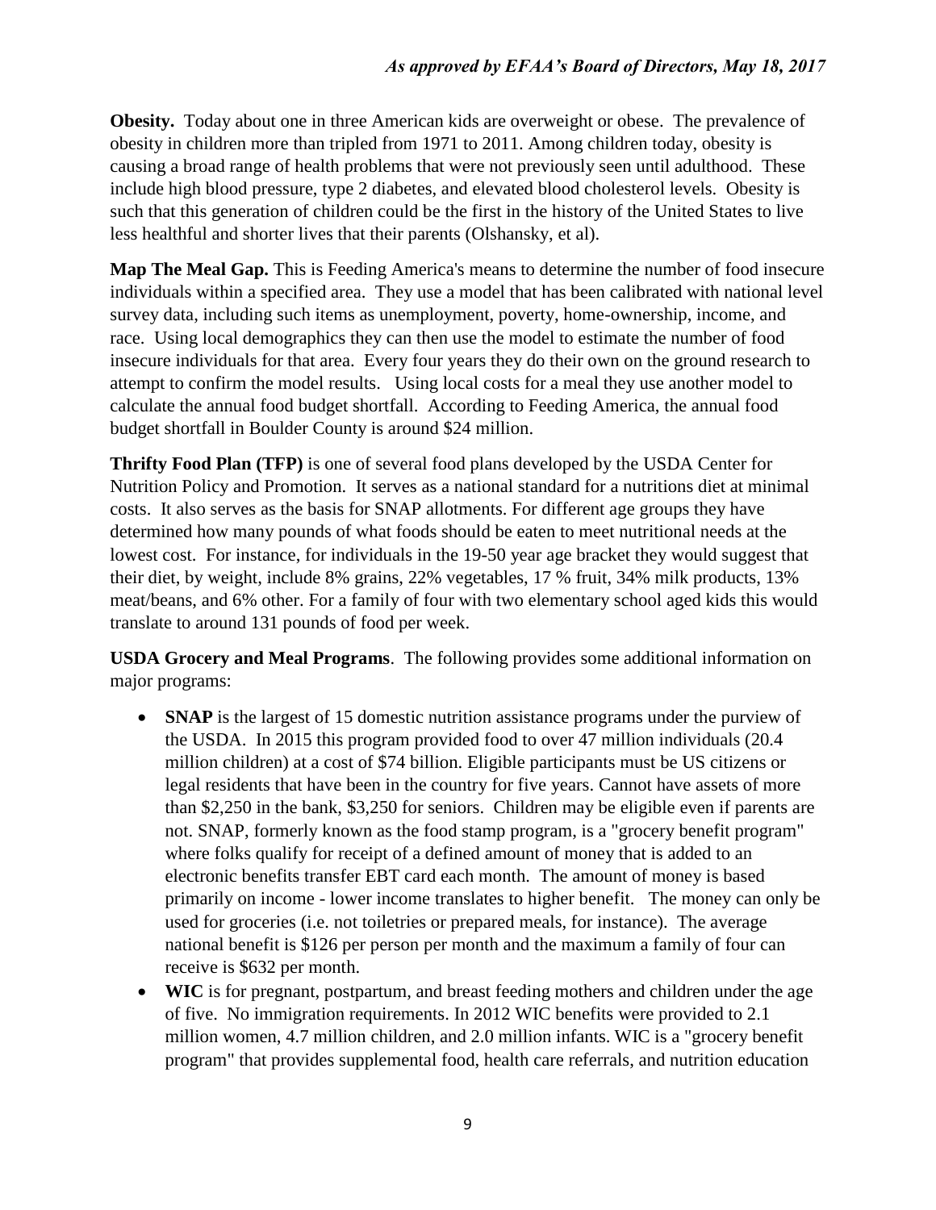**Obesity.** Today about one in three American kids are overweight or obese. The prevalence of obesity in children more than tripled from 1971 to 2011. Among children today, obesity is causing a broad range of health problems that were not previously seen until adulthood. These include high blood pressure, type 2 diabetes, and elevated blood cholesterol levels. Obesity is such that this generation of children could be the first in the history of the United States to live less healthful and shorter lives that their parents (Olshansky, et al).

**Map The Meal Gap.** This is Feeding America's means to determine the number of food insecure individuals within a specified area. They use a model that has been calibrated with national level survey data, including such items as unemployment, poverty, home-ownership, income, and race. Using local demographics they can then use the model to estimate the number of food insecure individuals for that area. Every four years they do their own on the ground research to attempt to confirm the model results. Using local costs for a meal they use another model to calculate the annual food budget shortfall. According to Feeding America, the annual food budget shortfall in Boulder County is around $24 million.

**Thrifty Food Plan (TFP)** is one of several food plans developed by the USDA Center for Nutrition Policy and Promotion. It serves as a national standard for a nutritions diet at minimal costs. It also serves as the basis for SNAP allotments. For different age groups they have determined how many pounds of what foods should be eaten to meet nutritional needs at the lowest cost. For instance, for individuals in the 19-50 year age bracket they would suggest that their diet, by weight, include 8% grains, 22% vegetables, 17 % fruit, 34% milk products, 13% meat/beans, and 6% other. For a family of four with two elementary school aged kids this would translate to around 131 pounds of food per week.

**USDA Grocery and Meal Programs**. The following provides some additional information on major programs:

- **SNAP** is the largest of 15 domestic nutrition assistance programs under the purview of the USDA. In 2015 this program provided food to over 47 million individuals (20.4 million children) at a cost of $74 billion. Eligible participants must be US citizens or legal residents that have been in the country for five years. Cannot have assets of more than $2,250 in the bank, $3,250 for seniors. Children may be eligible even if parents are not. SNAP, formerly known as the food stamp program, is a "grocery benefit program" where folks qualify for receipt of a defined amount of money that is added to an electronic benefits transfer EBT card each month. The amount of money is based primarily on income - lower income translates to higher benefit. The money can only be used for groceries (i.e. not toiletries or prepared meals, for instance). The average national benefit is $126 per person per month and the maximum a family of four can receive is $632 per month.
- **WIC** is for pregnant, postpartum, and breast feeding mothers and children under the age of five. No immigration requirements. In 2012 WIC benefits were provided to 2.1 million women, 4.7 million children, and 2.0 million infants. WIC is a "grocery benefit program" that provides supplemental food, health care referrals, and nutrition education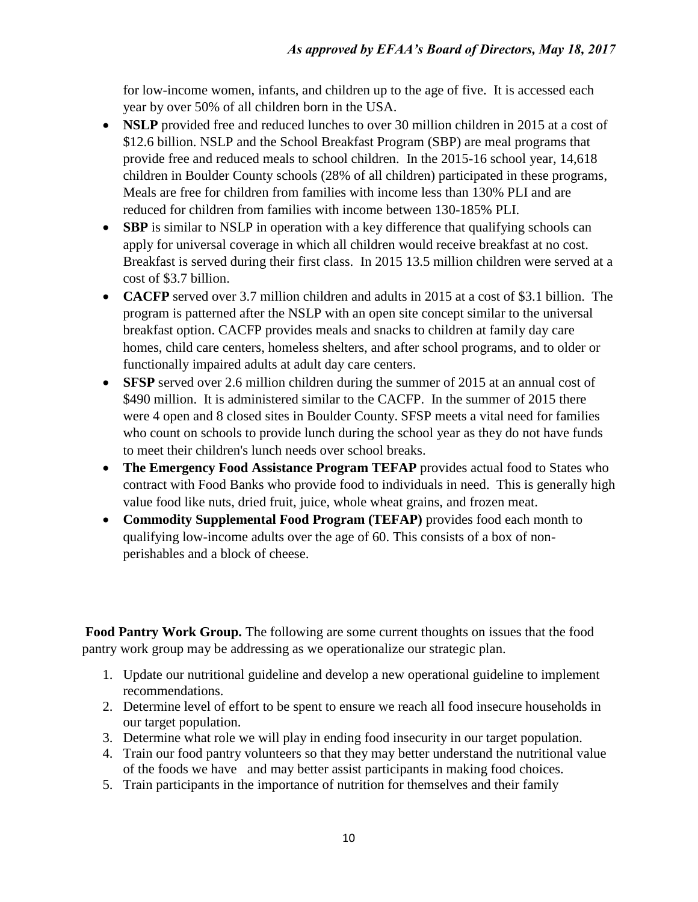for low-income women, infants, and children up to the age of five. It is accessed each year by over 50% of all children born in the USA.

- **NSLP** provided free and reduced lunches to over 30 million children in 2015 at a cost of \$12.6 billion. NSLP and the School Breakfast Program (SBP) are meal programs that provide free and reduced meals to school children. In the 2015-16 school year, 14,618 children in Boulder County schools (28% of all children) participated in these programs, Meals are free for children from families with income less than 130% PLI and are reduced for children from families with income between 130-185% PLI.
- **SBP** is similar to NSLP in operation with a key difference that qualifying schools can apply for universal coverage in which all children would receive breakfast at no cost. Breakfast is served during their first class. In 2015 13.5 million children were served at a cost of \$3.7 billion.
- **CACFP** served over 3.7 million children and adults in 2015 at a cost of \$3.1 billion. The program is patterned after the NSLP with an open site concept similar to the universal breakfast option. CACFP provides meals and snacks to children at family day care homes, child care centers, homeless shelters, and after school programs, and to older or functionally impaired adults at adult day care centers.
- **SFSP** served over 2.6 million children during the summer of 2015 at an annual cost of \$490 million. It is administered similar to the CACFP. In the summer of 2015 there were 4 open and 8 closed sites in Boulder County. SFSP meets a vital need for families who count on schools to provide lunch during the school year as they do not have funds to meet their children's lunch needs over school breaks.
- **The Emergency Food Assistance Program TEFAP** provides actual food to States who contract with Food Banks who provide food to individuals in need. This is generally high value food like nuts, dried fruit, juice, whole wheat grains, and frozen meat.
- **Commodity Supplemental Food Program (TEFAP)** provides food each month to qualifying low-income adults over the age of 60. This consists of a box of non-perishables and a block of cheese.

**Food Pantry Work Group.** The following are some current thoughts on issues that the food pantry work group may be addressing as we operationalize our strategic plan.

1. Update our nutritional guideline and develop a new operational guideline to implement recommendations.
2. Determine level of effort to be spent to ensure we reach all food insecure households in our target population.
3. Determine what role we will play in ending food insecurity in our target population.
4. Train our food pantry volunteers so that they may better understand the nutritional value of the foods we have and may better assist participants in making food choices.
5. Train participants in the importance of nutrition for themselves and their family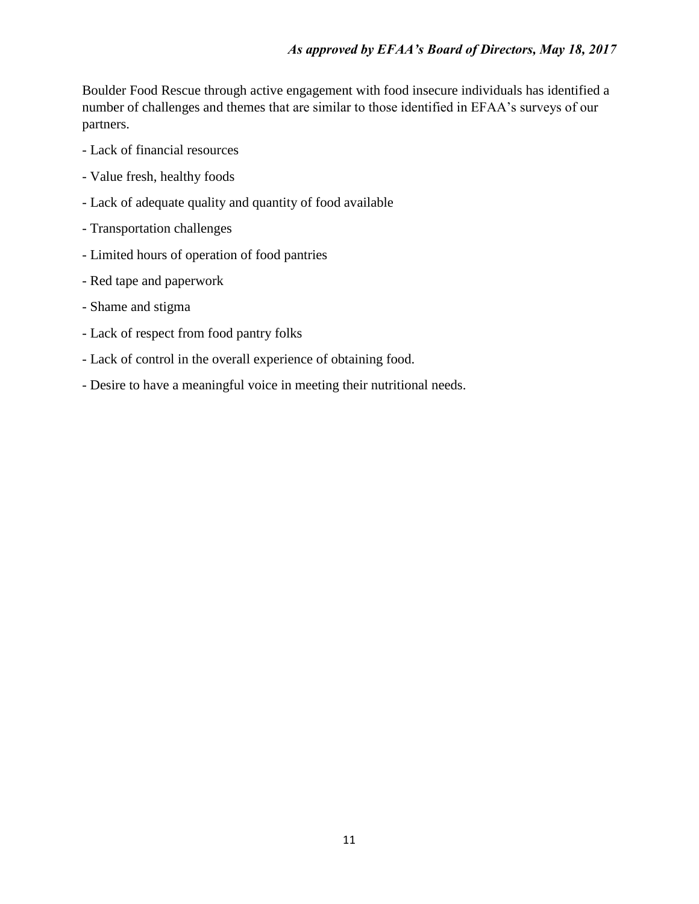Boulder Food Rescue through active engagement with food insecure individuals has identified a number of challenges and themes that are similar to those identified in EFAA's surveys of our partners.

- Lack of financial resources
- Value fresh, healthy foods
- Lack of adequate quality and quantity of food available
- Transportation challenges
- Limited hours of operation of food pantries
- Red tape and paperwork
- Shame and stigma
- Lack of respect from food pantry folks
- Lack of control in the overall experience of obtaining food.
- Desire to have a meaningful voice in meeting their nutritional needs.